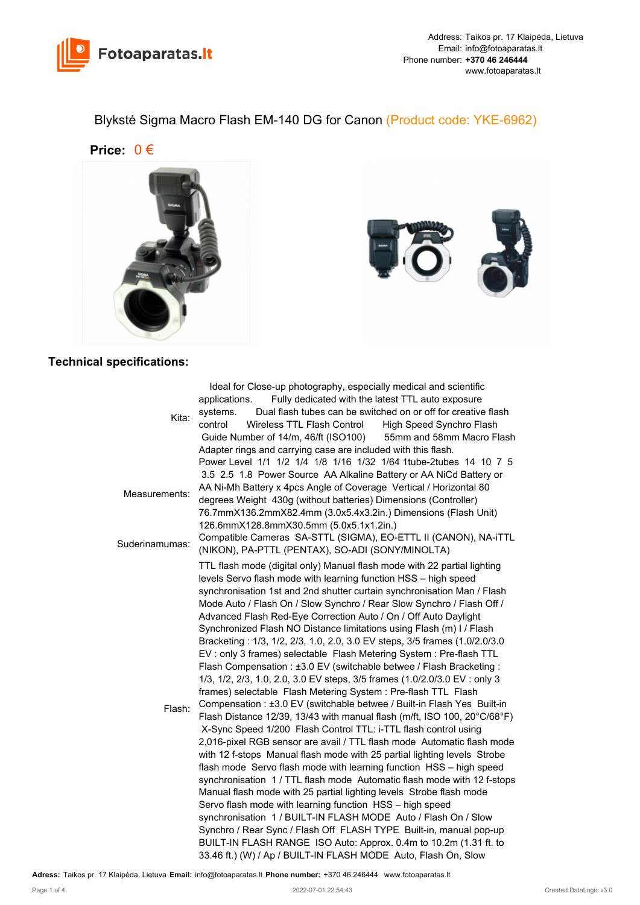Address: Taikos pr. 17 Klaipėda, Lietuva
Email: info@fotoaparatas.lt
Phone number: **+370 46 246444**
www.fotoaparatas.lt

# Blykstė Sigma Macro Flash EM-140 DG for Canon (Product code: YKE-6962)

**Price:** 0 €

## Technical specifications:

| | |
|---|---|
| Kita: | Ideal for Close-up photography, especially medical and scientific applications. Fully dedicated with the latest TTL auto exposure systems. Dual flash tubes can be switched on or off for creative flash control Wireless TTL Flash Control High Speed Synchro Flash Guide Number of 14/m, 46/ft (ISO100) 55mm and 58mm Macro Flash Adapter rings and carrying case are included with this flash. |
| Measurements: | Power Level 1/1 1/2 1/4 1/8 1/16 1/32 1/64 1tube-2tubes 14 10 7 5 3.5 2.5 1.8 Power Source AA Alkaline Battery or AA NiCd Battery or AA Ni-Mh Battery x 4pcs Angle of Coverage Vertical / Horizontal 80 degrees Weight 430g (without batteries) Dimensions (Controller) 76.7mmX136.2mmX82.4mm (3.0x5.4x3.2in.) Dimensions (Flash Unit) 126.6mmX128.8mmX30.5mm (5.0x5.1x1.2in.) |
| Suderinamumas: | Compatible Cameras SA-STTL (SIGMA), EO-ETTL II (CANON), NA-iTTL (NIKON), PA-PTTL (PENTAX), SO-ADI (SONY/MINOLTA) |
| Flash: | TTL flash mode (digital only) Manual flash mode with 22 partial lighting levels Servo flash mode with learning function HSS – high speed synchronisation 1st and 2nd shutter curtain synchronisation Man / Flash Mode Auto / Flash On / Slow Synchro / Rear Slow Synchro / Flash Off / Advanced Flash Red-Eye Correction Auto / On / Off Auto Daylight Synchronized Flash NO Distance limitations using Flash (m) I / Flash Bracketing : 1/3, 1/2, 2/3, 1.0, 2.0, 3.0 EV steps, 3/5 frames (1.0/2.0/3.0 EV : only 3 frames) selectable Flash Metering System : Pre-flash TTL Flash Compensation : ±3.0 EV (switchable betwee / Flash Bracketing : 1/3, 1/2, 2/3, 1.0, 2.0, 3.0 EV steps, 3/5 frames (1.0/2.0/3.0 EV : only 3 frames) selectable Flash Metering System : Pre-flash TTL Flash Compensation : ±3.0 EV (switchable betwee / Built-in Flash Yes Built-in Flash Distance 12/39, 13/43 with manual flash (m/ft, ISO 100, 20°C/68°F) X-Sync Speed 1/200 Flash Control TTL: i-TTL flash control using 2,016-pixel RGB sensor are avail / TTL flash mode Automatic flash mode with 12 f-stops Manual flash mode with 25 partial lighting levels Strobe flash mode Servo flash mode with learning function HSS – high speed synchronisation 1 / TTL flash mode Automatic flash mode with 12 f-stops Manual flash mode with 25 partial lighting levels Strobe flash mode Servo flash mode with learning function HSS – high speed synchronisation 1 / BUILT-IN FLASH MODE Auto / Flash On / Slow Synchro / Rear Sync / Flash Off FLASH TYPE Built-in, manual pop-up BUILT-IN FLASH RANGE ISO Auto: Approx. 0.4m to 10.2m (1.31 ft. to 33.46 ft.) (W) / Ap / BUILT-IN FLASH MODE Auto, Flash On, Slow |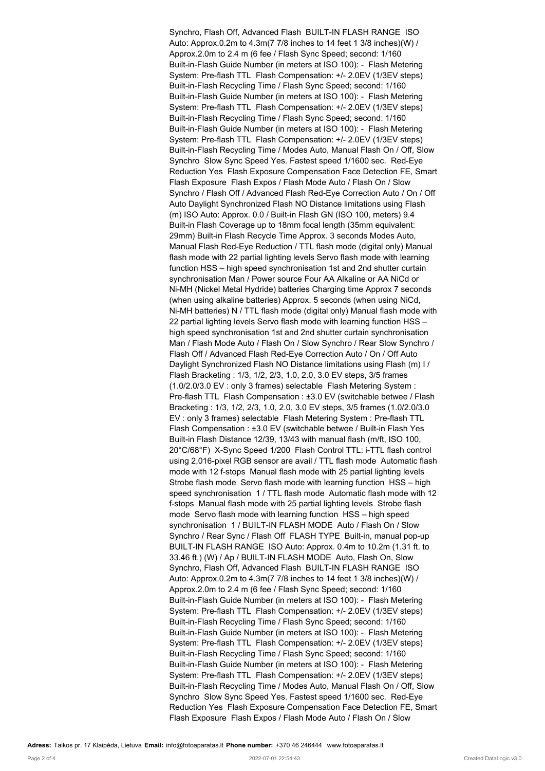Synchro, Flash Off, Advanced Flash  BUILT-IN FLASH RANGE  ISO Auto: Approx.0.2m to 4.3m(7 7/8 inches to 14 feet 1 3/8 inches)(W) / Approx.2.0m to 2.4 m (6 fee / Flash Sync Speed; second: 1/160 Built-in-Flash Guide Number (in meters at ISO 100): -  Flash Metering System: Pre-flash TTL  Flash Compensation: +/- 2.0EV (1/3EV steps) Built-in-Flash Recycling Time / Flash Sync Speed; second: 1/160 Built-in-Flash Guide Number (in meters at ISO 100): -  Flash Metering System: Pre-flash TTL  Flash Compensation: +/- 2.0EV (1/3EV steps) Built-in-Flash Recycling Time / Flash Sync Speed; second: 1/160 Built-in-Flash Guide Number (in meters at ISO 100): -  Flash Metering System: Pre-flash TTL  Flash Compensation: +/- 2.0EV (1/3EV steps) Built-in-Flash Recycling Time / Modes Auto, Manual Flash On / Off, Slow Synchro  Slow Sync Speed Yes. Fastest speed 1/1600 sec.  Red-Eye Reduction Yes  Flash Exposure Compensation Face Detection FE, Smart Flash Exposure  Flash Expos / Flash Mode Auto / Flash On / Slow Synchro / Flash Off / Advanced Flash Red-Eye Correction Auto / On / Off Auto Daylight Synchronized Flash NO Distance limitations using Flash (m) ISO Auto: Approx. 0.0 / Built-in Flash GN (ISO 100, meters) 9.4 Built-in Flash Coverage up to 18mm focal length (35mm equivalent: 29mm) Built-in Flash Recycle Time Approx. 3 seconds Modes Auto, Manual Flash Red-Eye Reduction / TTL flash mode (digital only) Manual flash mode with 22 partial lighting levels Servo flash mode with learning function HSS – high speed synchronisation 1st and 2nd shutter curtain synchronisation Man / Power source Four AA Alkaline or AA NiCd or Ni-MH (Nickel Metal Hydride) batteries Charging time Approx 7 seconds (when using alkaline batteries) Approx. 5 seconds (when using NiCd, Ni-MH batteries) N / TTL flash mode (digital only) Manual flash mode with 22 partial lighting levels Servo flash mode with learning function HSS – high speed synchronisation 1st and 2nd shutter curtain synchronisation Man / Flash Mode Auto / Flash On / Slow Synchro / Rear Slow Synchro / Flash Off / Advanced Flash Red-Eye Correction Auto / On / Off Auto Daylight Synchronized Flash NO Distance limitations using Flash (m) I / Flash Bracketing : 1/3, 1/2, 2/3, 1.0, 2.0, 3.0 EV steps, 3/5 frames (1.0/2.0/3.0 EV : only 3 frames) selectable  Flash Metering System : Pre-flash TTL  Flash Compensation : ±3.0 EV (switchable betwee / Flash Bracketing : 1/3, 1/2, 2/3, 1.0, 2.0, 3.0 EV steps, 3/5 frames (1.0/2.0/3.0 EV : only 3 frames) selectable  Flash Metering System : Pre-flash TTL  Flash Compensation : ±3.0 EV (switchable betwee / Built-in Flash Yes Built-in Flash Distance 12/39, 13/43 with manual flash (m/ft, ISO 100, 20°C/68°F)  X-Sync Speed 1/200  Flash Control TTL: i-TTL flash control using 2,016-pixel RGB sensor are avail / TTL flash mode  Automatic flash mode with 12 f-stops  Manual flash mode with 25 partial lighting levels  Strobe flash mode  Servo flash mode with learning function  HSS – high speed synchronisation  1 / TTL flash mode  Automatic flash mode with 12 f-stops  Manual flash mode with 25 partial lighting levels  Strobe flash mode  Servo flash mode with learning function  HSS – high speed synchronisation  1 / BUILT-IN FLASH MODE  Auto / Flash On / Slow Synchro / Rear Sync / Flash Off  FLASH TYPE  Built-in, manual pop-up BUILT-IN FLASH RANGE  ISO Auto: Approx. 0.4m to 10.2m (1.31 ft. to 33.46 ft.) (W) / Ap / BUILT-IN FLASH MODE  Auto, Flash On, Slow Synchro, Flash Off, Advanced Flash  BUILT-IN FLASH RANGE  ISO Auto: Approx.0.2m to 4.3m(7 7/8 inches to 14 feet 1 3/8 inches)(W) / Approx.2.0m to 2.4 m (6 fee / Flash Sync Speed; second: 1/160 Built-in-Flash Guide Number (in meters at ISO 100): -  Flash Metering System: Pre-flash TTL  Flash Compensation: +/- 2.0EV (1/3EV steps) Built-in-Flash Recycling Time / Flash Sync Speed; second: 1/160 Built-in-Flash Guide Number (in meters at ISO 100): -  Flash Metering System: Pre-flash TTL  Flash Compensation: +/- 2.0EV (1/3EV steps) Built-in-Flash Recycling Time / Flash Sync Speed; second: 1/160 Built-in-Flash Guide Number (in meters at ISO 100): -  Flash Metering System: Pre-flash TTL  Flash Compensation: +/- 2.0EV (1/3EV steps) Built-in-Flash Recycling Time / Modes Auto, Manual Flash On / Off, Slow Synchro  Slow Sync Speed Yes. Fastest speed 1/1600 sec.  Red-Eye Reduction Yes  Flash Exposure Compensation Face Detection FE, Smart Flash Exposure  Flash Expos / Flash Mode Auto / Flash On / Slow

**Adress:** Taikos pr. 17 Klaipėda, Lietuva **Email:** info@fotoaparatas.lt **Phone number:** +370 46 246444 www.fotoaparatas.lt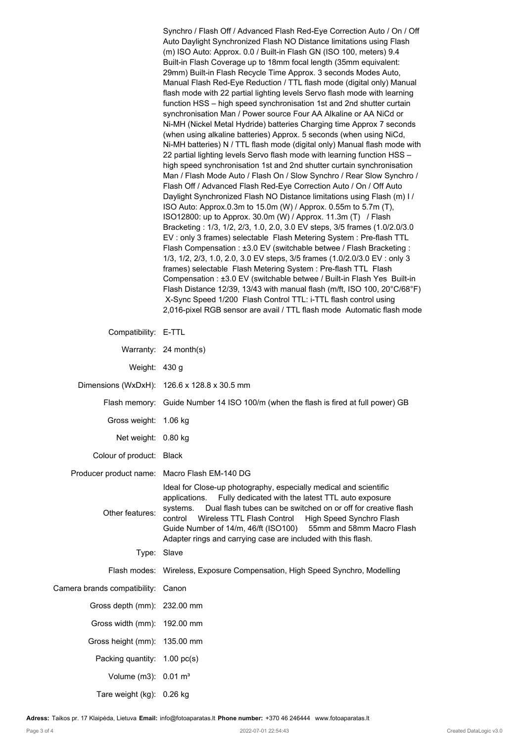Synchro / Flash Off / Advanced Flash Red-Eye Correction Auto / On / Off Auto Daylight Synchronized Flash NO Distance limitations using Flash (m) ISO Auto: Approx. 0.0 / Built-in Flash GN (ISO 100, meters) 9.4 Built-in Flash Coverage up to 18mm focal length (35mm equivalent: 29mm) Built-in Flash Recycle Time Approx. 3 seconds Modes Auto, Manual Flash Red-Eye Reduction / TTL flash mode (digital only) Manual flash mode with 22 partial lighting levels Servo flash mode with learning function HSS – high speed synchronisation 1st and 2nd shutter curtain synchronisation Man / Power source Four AA Alkaline or AA NiCd or Ni-MH (Nickel Metal Hydride) batteries Charging time Approx 7 seconds (when using alkaline batteries) Approx. 5 seconds (when using NiCd, Ni-MH batteries) N / TTL flash mode (digital only) Manual flash mode with 22 partial lighting levels Servo flash mode with learning function HSS – high speed synchronisation 1st and 2nd shutter curtain synchronisation Man / Flash Mode Auto / Flash On / Slow Synchro / Rear Slow Synchro / Flash Off / Advanced Flash Red-Eye Correction Auto / On / Off Auto Daylight Synchronized Flash NO Distance limitations using Flash (m) I / ISO Auto: Approx.0.3m to 15.0m (W) / Approx. 0.55m to 5.7m (T), ISO12800: up to Approx. 30.0m (W) / Approx. 11.3m (T) / Flash Bracketing : 1/3, 1/2, 2/3, 1.0, 2.0, 3.0 EV steps, 3/5 frames (1.0/2.0/3.0 EV : only 3 frames) selectable Flash Metering System : Pre-flash TTL Flash Compensation : ±3.0 EV (switchable betwee / Flash Bracketing : 1/3, 1/2, 2/3, 1.0, 2.0, 3.0 EV steps, 3/5 frames (1.0/2.0/3.0 EV : only 3 frames) selectable Flash Metering System : Pre-flash TTL Flash Compensation : ±3.0 EV (switchable betwee / Built-in Flash Yes Built-in Flash Distance 12/39, 13/43 with manual flash (m/ft, ISO 100, 20°C/68°F) X-Sync Speed 1/200 Flash Control TTL: i-TTL flash control using 2,016-pixel RGB sensor are avail / TTL flash mode Automatic flash mode

| | |
|---|---|
| Compatibility: | E-TTL |
| Warranty: | 24 month(s) |
| Weight: | 430 g |
| Dimensions (WxDxH): | 126.6 x 128.8 x 30.5 mm |
| Flash memory: | Guide Number 14 ISO 100/m (when the flash is fired at full power) GB |
| Gross weight: | 1.06 kg |
| Net weight: | 0.80 kg |
| Colour of product: | Black |
| Producer product name: | Macro Flash EM-140 DG |
| Other features: | Ideal for Close-up photography, especially medical and scientific applications. Fully dedicated with the latest TTL auto exposure systems. Dual flash tubes can be switched on or off for creative flash control Wireless TTL Flash Control High Speed Synchro Flash Guide Number of 14/m, 46/ft (ISO100) 55mm and 58mm Macro Flash Adapter rings and carrying case are included with this flash. |
| Type: | Slave |
| Flash modes: | Wireless, Exposure Compensation, High Speed Synchro, Modelling |
| Camera brands compatibility: | Canon |
| Gross depth (mm): | 232.00 mm |
| Gross width (mm): | 192.00 mm |
| Gross height (mm): | 135.00 mm |
| Packing quantity: | 1.00 pc(s) |
| Volume (m3): | 0.01 m³ |
| Tare weight (kg): | 0.26 kg |

**Adress:** Taikos pr. 17 Klaipėda, Lietuva **Email:** info@fotoaparatas.lt **Phone number:** +370 46 246444 www.fotoaparatas.lt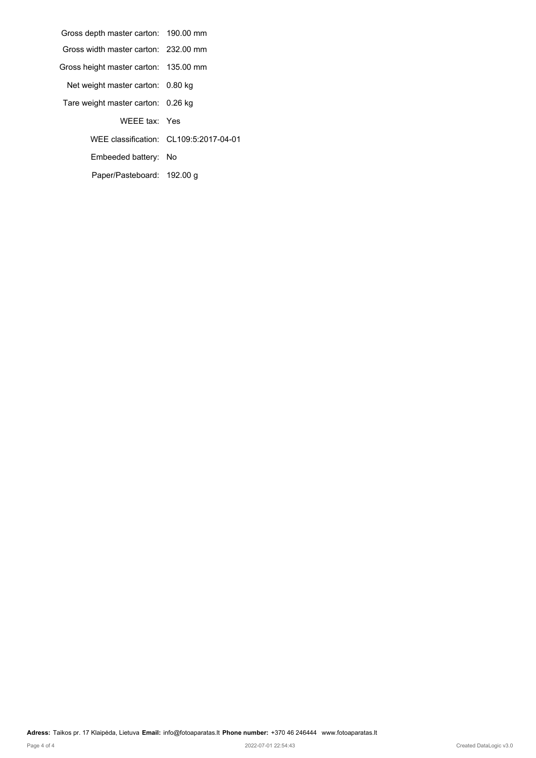| | |
|---|---|
| Gross depth master carton: | 190.00 mm |
| Gross width master carton: | 232.00 mm |
| Gross height master carton: | 135.00 mm |
| Net weight master carton: | 0.80 kg |
| Tare weight master carton: | 0.26 kg |
| WEEE tax: | Yes |
| WEE classification: | CL109:5:2017-04-01 |
| Embeeded battery: | No |
| Paper/Pasteboard: | 192.00 g |

**Adress:** Taikos pr. 17 Klaipėda, Lietuva **Email:** info@fotoaparatas.lt **Phone number:** +370 46 246444 www.fotoaparatas.lt